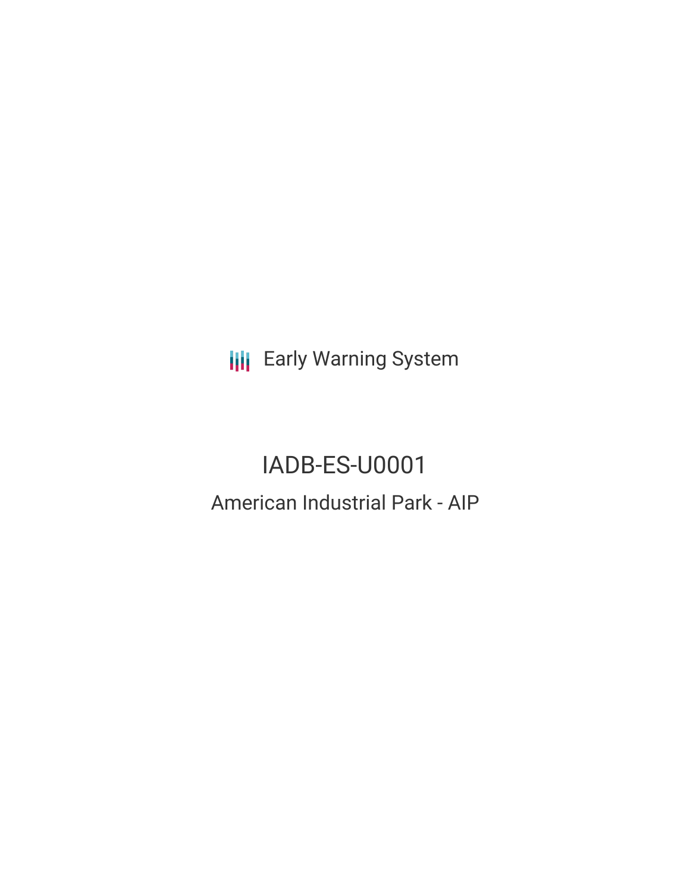Early Warning System

# IADB-ES-U0001

## American Industrial Park - AIP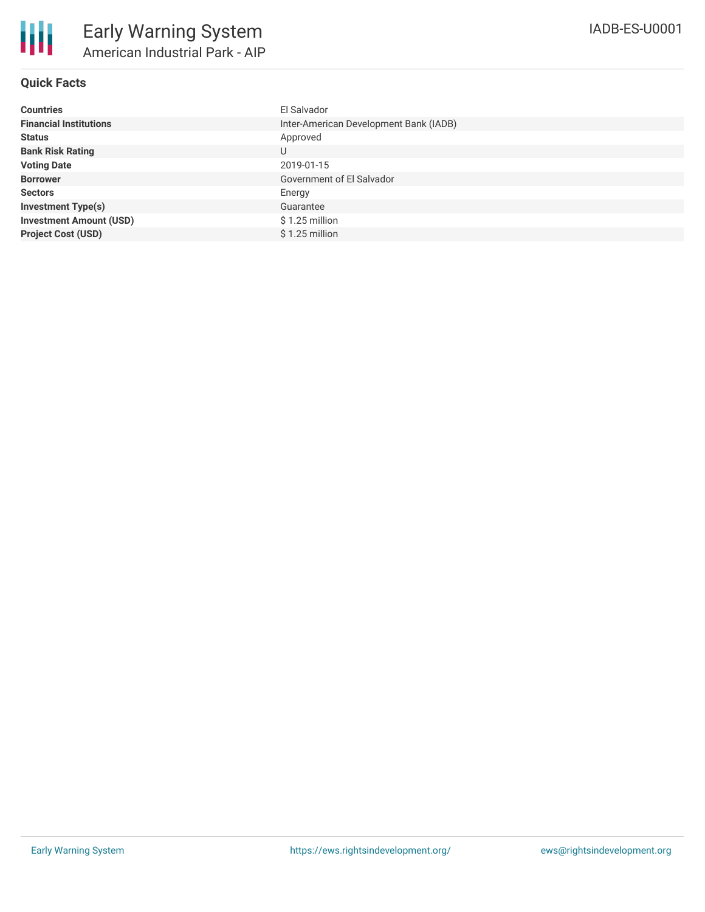# Early Warning System

## American Industrial Park - AIP

IADB-ES-U0001

### Quick Facts

| | |
|---|---|
| **Countries** | El Salvador |
| **Financial Institutions** | Inter-American Development Bank (IADB) |
| **Status** | Approved |
| **Bank Risk Rating** | U |
| **Voting Date** | 2019-01-15 |
| **Borrower** | Government of El Salvador |
| **Sectors** | Energy |
| **Investment Type(s)** | Guarantee |
| **Investment Amount (USD)** | $ 1.25 million |
| **Project Cost (USD)** | $ 1.25 million |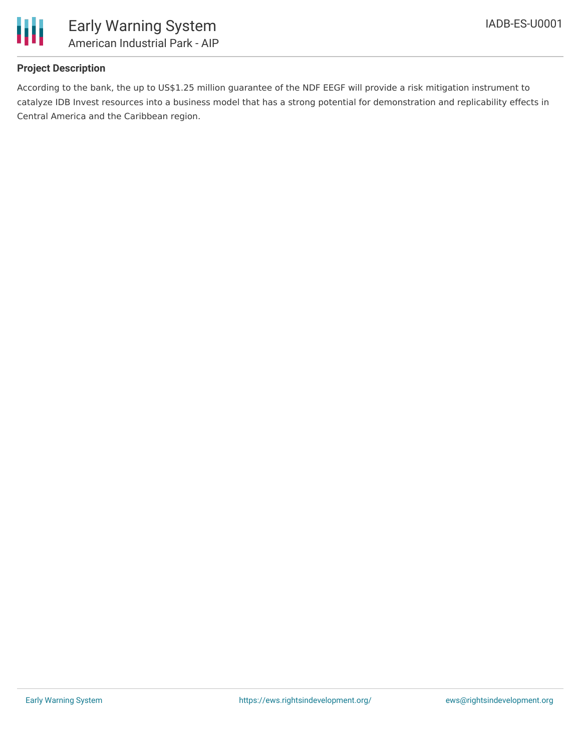**Project Description**

According to the bank, the up to US$1.25 million guarantee of the NDF EEGF will provide a risk mitigation instrument to catalyze IDB Invest resources into a business model that has a strong potential for demonstration and replicability effects in Central America and the Caribbean region.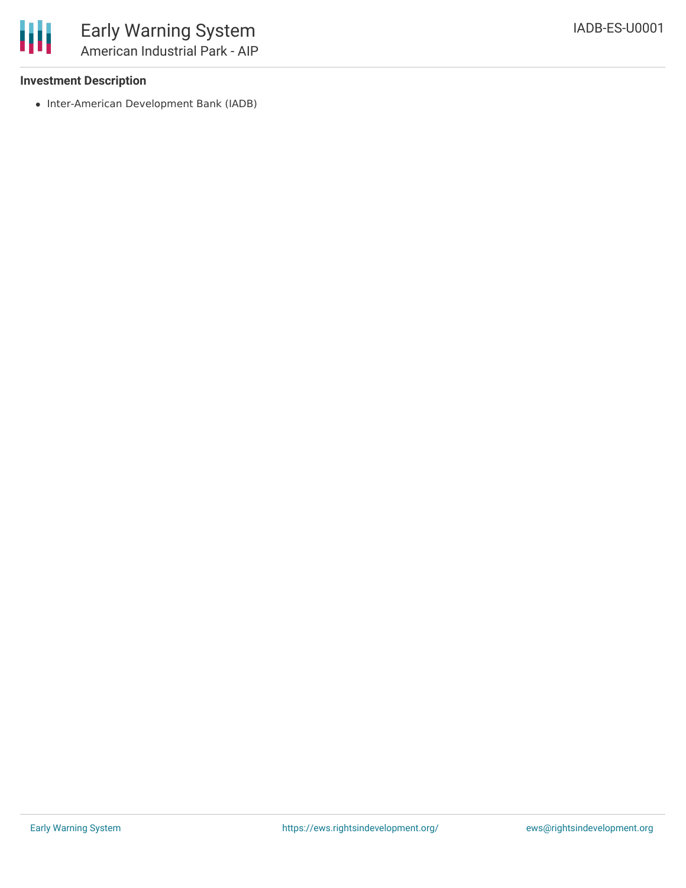### Investment Description

- Inter-American Development Bank (IADB)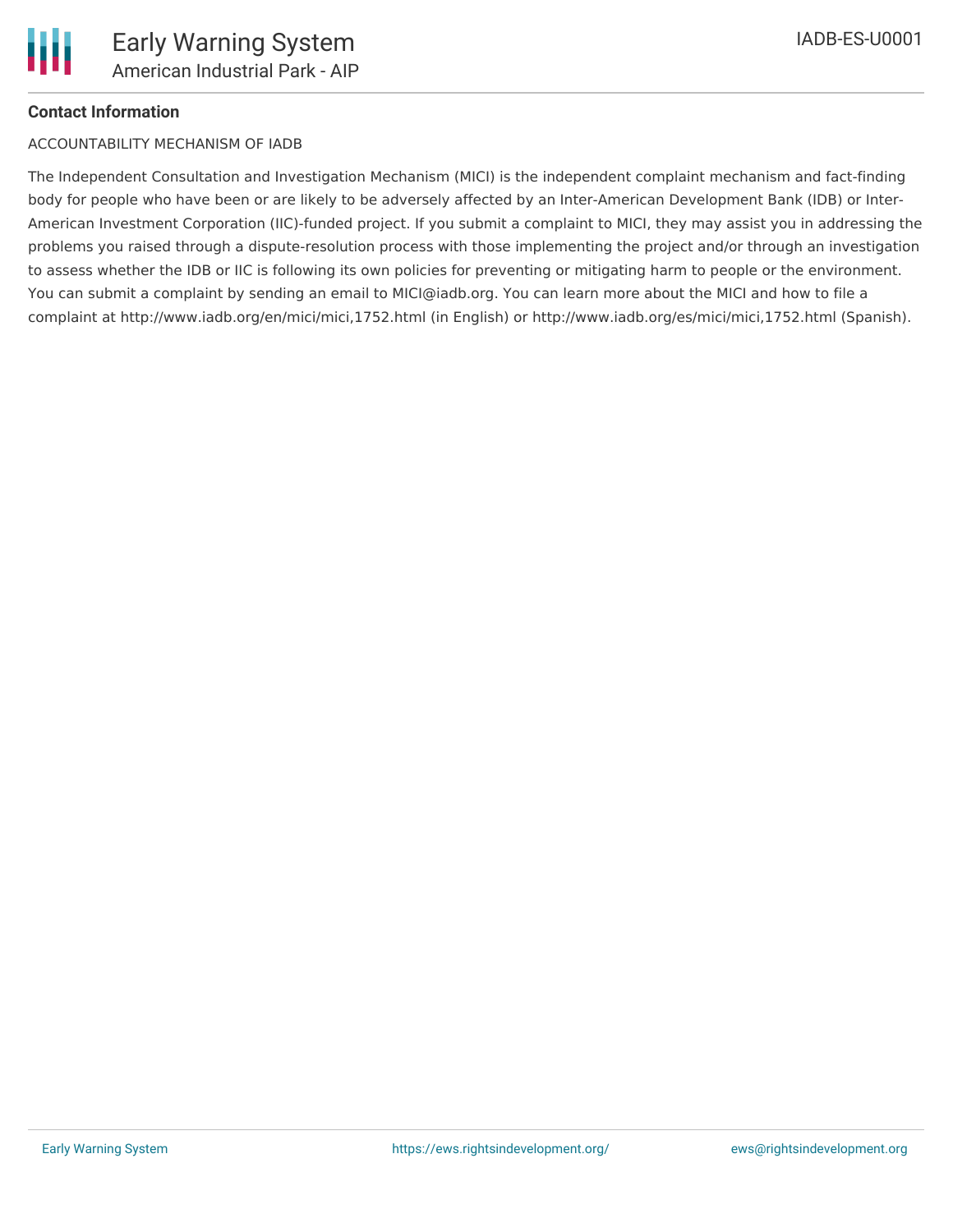**Contact Information**

ACCOUNTABILITY MECHANISM OF IADB

The Independent Consultation and Investigation Mechanism (MICI) is the independent complaint mechanism and fact-finding body for people who have been or are likely to be adversely affected by an Inter-American Development Bank (IDB) or Inter-American Investment Corporation (IIC)-funded project. If you submit a complaint to MICI, they may assist you in addressing the problems you raised through a dispute-resolution process with those implementing the project and/or through an investigation to assess whether the IDB or IIC is following its own policies for preventing or mitigating harm to people or the environment. You can submit a complaint by sending an email to MICI@iadb.org. You can learn more about the MICI and how to file a complaint at http://www.iadb.org/en/mici/mici,1752.html (in English) or http://www.iadb.org/es/mici/mici,1752.html (Spanish).